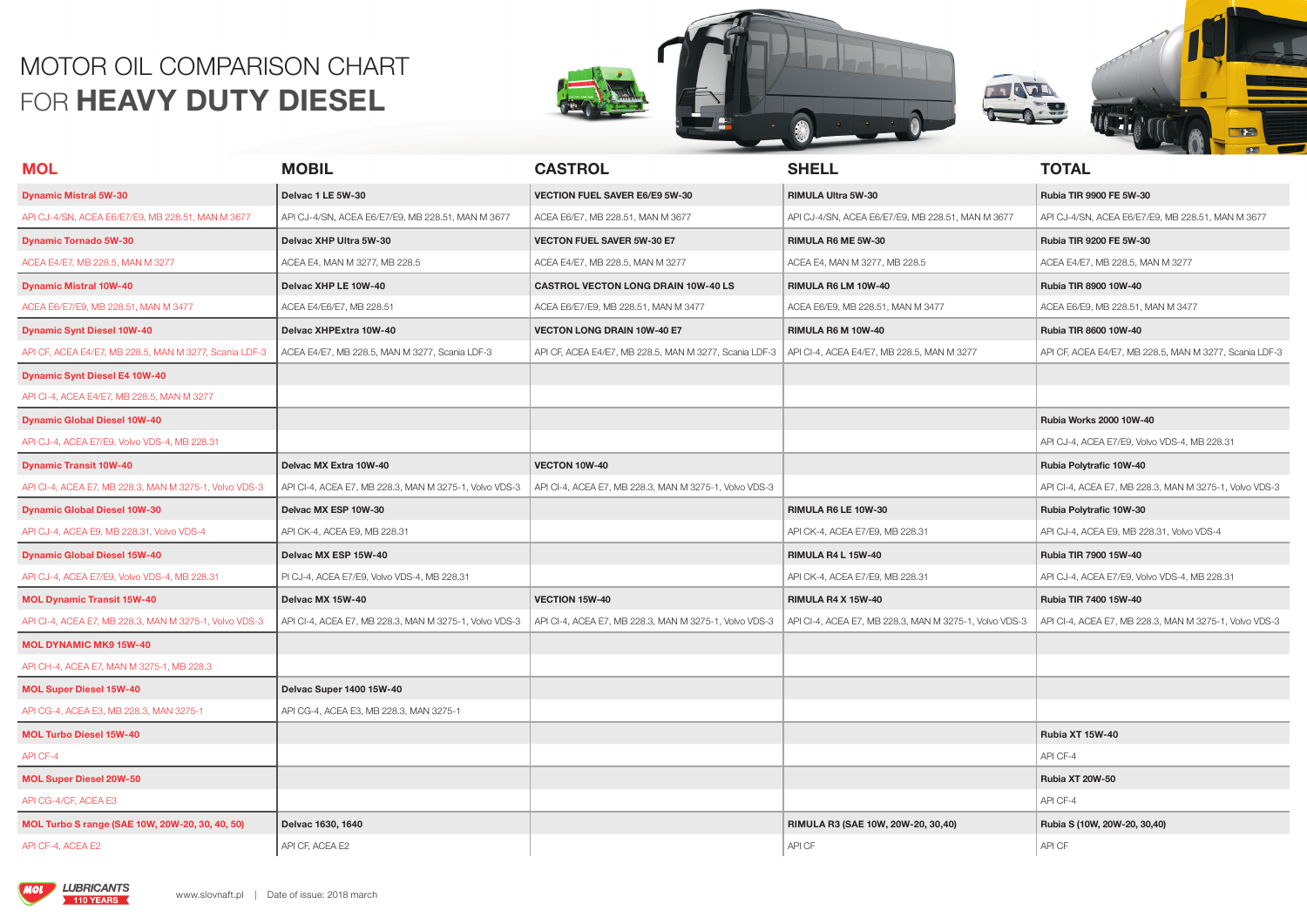# MOTOR OIL COMPARISON CHART FOR **HEAVY DUTY DIESEL**

| MOL | MOBIL | CASTROL | SHELL | TOTAL |
|---|---|---|---|---|
| **Dynamic Mistral 5W-30** | **Delvac 1 LE 5W-30** | **VECTION FUEL SAVER E6/E9 5W-30** | **RIMULA Ultra 5W-30** | **Rubia TIR 9900 FE 5W-30** |
| API CJ-4/SN, ACEA E6/E7/E9, MB 228.51, MAN M 3677 | API CJ-4/SN, ACEA E6/E7/E9, MB 228.51, MAN M 3677 | ACEA E6/E7, MB 228.51, MAN M 3677 | API CJ-4/SN, ACEA E6/E7/E9, MB 228.51, MAN M 3677 | API CJ-4/SN, ACEA E6/E7/E9, MB 228.51, MAN M 3677 |
| **Dynamic Tornado 5W-30** | **Delvac XHP Ultra 5W-30** | **VECTON FUEL SAVER 5W-30 E7** | **RIMULA R6 ME 5W-30** | **Rubia TIR 9200 FE 5W-30** |
| ACEA E4/E7, MB 228.5, MAN M 3277 | ACEA E4, MAN M 3277, MB 228.5 | ACEA E4/E7, MB 228.5, MAN M 3277 | ACEA E4, MAN M 3277, MB 228.5 | ACEA E4/E7, MB 228.5, MAN M 3277 |
| **Dynamic Mistral 10W-40** | **Delvac XHP LE 10W-40** | **CASTROL VECTON LONG DRAIN 10W-40 LS** | **RIMULA R6 LM 10W-40** | **Rubia TIR 8900 10W-40** |
| ACEA E6/E7/E9, MB 228.51, MAN M 3477 | ACEA E4/E6/E7, MB 228.51 | ACEA E6/E7/E9, MB 228.51, MAN M 3477 | ACEA E6/E9, MB 228.51, MAN M 3477 | ACEA E6/E9, MB 228.51, MAN M 3477 |
| **Dynamic Synt Diesel 10W-40** | **Delvac XHPExtra 10W-40** | **VECTON LONG DRAIN 10W-40 E7** | **RIMULA R6 M 10W-40** | **Rubia TIR 8600 10W-40** |
| API CF, ACEA E4/E7, MB 228.5, MAN M 3277, Scania LDF-3 | ACEA E4/E7, MB 228.5, MAN M 3277, Scania LDF-3 | API CF, ACEA E4/E7, MB 228.5, MAN M 3277, Scania LDF-3 | API CI-4, ACEA E4/E7, MB 228.5, MAN M 3277 | API CF, ACEA E4/E7, MB 228.5, MAN M 3277, Scania LDF-3 |
| **Dynamic Synt Diesel E4 10W-40** | | | | |
| API CI-4, ACEA E4/E7, MB 228.5, MAN M 3277 | | | | |
| **Dynamic Global Diesel 10W-40** | | | | **Rubia Works 2000 10W-40** |
| API CJ-4, ACEA E7/E9, Volvo VDS-4, MB 228.31 | | | | API CJ-4, ACEA E7/E9, Volvo VDS-4, MB 228.31 |
| **Dynamic Transit 10W-40** | **Delvac MX Extra 10W-40** | **VECTON 10W-40** | | **Rubia Polytrafic 10W-40** |
| API CI-4, ACEA E7, MB 228.3, MAN M 3275-1, Volvo VDS-3 | API CI-4, ACEA E7, MB 228.3, MAN M 3275-1, Volvo VDS-3 | API CI-4, ACEA E7, MB 228.3, MAN M 3275-1, Volvo VDS-3 | | API CI-4, ACEA E7, MB 228.3, MAN M 3275-1, Volvo VDS-3 |
| **Dynamic Global Diesel 10W-30** | **Delvac MX ESP 10W-30** | | **RIMULA R6 LE 10W-30** | **Rubia Polytrafic 10W-30** |
| API CJ-4, ACEA E9, MB 228.31, Volvo VDS-4 | API CK-4, ACEA E9, MB 228.31 | | API CK-4, ACEA E7/E9, MB 228.31 | API CJ-4, ACEA E9, MB 228.31, Volvo VDS-4 |
| **Dynamic Global Diesel 15W-40** | **Delvac MX ESP 15W-40** | | **RIMULA R4 L 15W-40** | **Rubia TIR 7900 15W-40** |
| API CJ-4, ACEA E7/E9, Volvo VDS-4, MB 228.31 | PI CJ-4, ACEA E7/E9, Volvo VDS-4, MB 228.31 | | API CK-4, ACEA E7/E9, MB 228.31 | API CJ-4, ACEA E7/E9, Volvo VDS-4, MB 228.31 |
| **MOL Dynamic Transit 15W-40** | **Delvac MX 15W-40** | **VECTION 15W-40** | **RIMULA R4 X 15W-40** | **Rubia TIR 7400 15W-40** |
| API CI-4, ACEA E7, MB 228.3, MAN M 3275-1, Volvo VDS-3 | API CI-4, ACEA E7, MB 228.3, MAN M 3275-1, Volvo VDS-3 | API CI-4, ACEA E7, MB 228.3, MAN M 3275-1, Volvo VDS-3 | API CI-4, ACEA E7, MB 228.3, MAN M 3275-1, Volvo VDS-3 | API CI-4, ACEA E7, MB 228.3, MAN M 3275-1, Volvo VDS-3 |
| **MOL DYNAMIC MK9 15W-40** | | | | |
| API CH-4, ACEA E7, MAN M 3275-1, MB 228.3 | | | | |
| **MOL Super Diesel 15W-40** | **Delvac Super 1400 15W-40** | | | |
| API CG-4, ACEA E3, MB 228.3, MAN 3275-1 | API CG-4, ACEA E3, MB 228.3, MAN 3275-1 | | | |
| **MOL Turbo Diesel 15W-40** | | | | **Rubia XT 15W-40** |
| API CF-4 | | | | API CF-4 |
| **MOL Super Diesel 20W-50** | | | | **Rubia XT 20W-50** |
| API CG-4/CF, ACEA E3 | | | | API CF-4 |
| **MOL Turbo S range (SAE 10W, 20W-20, 30, 40, 50)** | **Delvac 1630, 1640** | | **RIMULA R3 (SAE 10W, 20W-20, 30,40)** | **Rubia S (10W, 20W-20, 30,40)** |
| API CF-4, ACEA E2 | API CF, ACEA E2 | | API CF | API CF |

MOL LUBRICANTS 110 YEARS

www.slovnaft.pl | Date of issue: 2018 march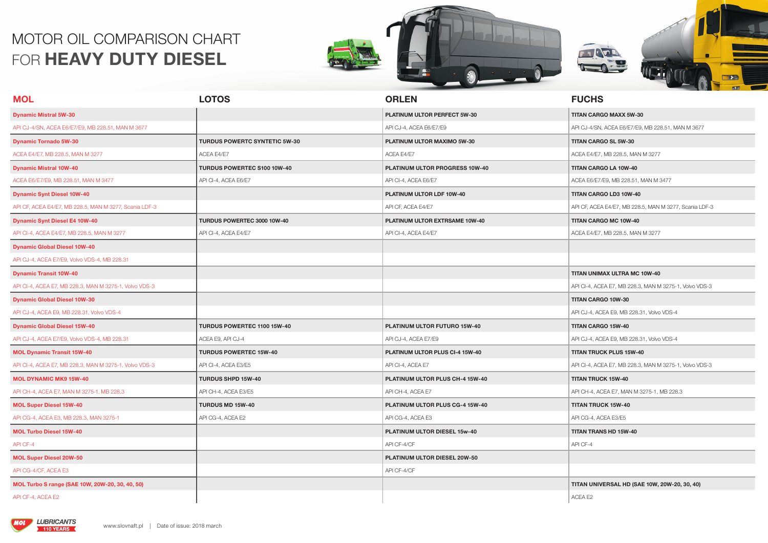# MOTOR OIL COMPARISON CHART FOR **HEAVY DUTY DIESEL**

| MOL | LOTOS | ORLEN | FUCHS |
|---|---|---|---|
| **Dynamic Mistral 5W-30** | | **PLATINUM ULTOR PERFECT 5W-30** | **TITAN CARGO MAXX 5W-30** |
| API CJ-4/SN, ACEA E6/E7/E9, MB 228.51, MAN M 3677 | | API CJ-4, ACEA E6/E7/E9 | API CJ-4/SN, ACEA E6/E7/E9, MB 228.51, MAN M 3677 |
| **Dynamic Tornado 5W-30** | **TURDUS POWERTC SYNTETIC 5W-30** | **PLATINUM ULTOR MAXIMO 5W-30** | **TITAN CARGO SL 5W-30** |
| ACEA E4/E7, MB 228.5, MAN M 3277 | ACEA E4/E7 | ACEA E4/E7 | ACEA E4/E7, MB 228.5, MAN M 3277 |
| **Dynamic Mistral 10W-40** | **TURDUS POWERTEC S100 10W-40** | **PLATINUM ULTOR PROGRESS 10W-40** | **TITAN CARGO LA 10W-40** |
| ACEA E6/E7/E9, MB 228.51, MAN M 3477 | API CI-4, ACEA E6/E7 | API CI-4, ACEA E6/E7 | ACEA E6/E7/E9, MB 228.51, MAN M 3477 |
| **Dynamic Synt Diesel 10W-40** | | **PLATINUM ULTOR LDF 10W-40** | **TITAN CARGO LD3 10W-40** |
| API CF, ACEA E4/E7, MB 228.5, MAN M 3277, Scania LDF-3 | | API CF, ACEA E4/E7 | API CF, ACEA E4/E7, MB 228.5, MAN M 3277, Scania LDF-3 |
| **Dynamic Synt Diesel E4 10W-40** | **TURDUS POWERTEC 3000 10W-40** | **PLATINUM ULTOR EXTRSAME 10W-40** | **TITAN CARGO MC 10W-40** |
| API CI-4, ACEA E4/E7, MB 228.5, MAN M 3277 | API CI-4, ACEA E4/E7 | API CI-4, ACEA E4/E7 | ACEA E4/E7, MB 228.5, MAN M 3277 |
| **Dynamic Global Diesel 10W-40** | | | |
| API CJ-4, ACEA E7/E9, Volvo VDS-4, MB 228.31 | | | |
| **Dynamic Transit 10W-40** | | | **TITAN UNIMAX ULTRA MC 10W-40** |
| API CI-4, ACEA E7, MB 228.3, MAN M 3275-1, Volvo VDS-3 | | | API CI-4, ACEA E7, MB 228.3, MAN M 3275-1, Volvo VDS-3 |
| **Dynamic Global Diesel 10W-30** | | | **TITAN CARGO 10W-30** |
| API CJ-4, ACEA E9, MB 228.31, Volvo VDS-4 | | | API CJ-4, ACEA E9, MB 228.31, Volvo VDS-4 |
| **Dynamic Global Diesel 15W-40** | **TURDUS POWERTEC 1100 15W-40** | **PLATINUM ULTOR FUTURO 15W-40** | **TITAN CARGO 15W-40** |
| API CJ-4, ACEA E7/E9, Volvo VDS-4, MB 228.31 | ACEA E9, API CJ-4 | API CJ-4, ACEA E7/E9 | API CJ-4, ACEA E9, MB 228.31, Volvo VDS-4 |
| **MOL Dynamic Transit 15W-40** | **TURDUS POWERTEC 15W-40** | **PLATINUM ULTOR PLUS CI-4 15W-40** | **TITAN TRUCK PLUS 15W-40** |
| API CI-4, ACEA E7, MB 228.3, MAN M 3275-1, Volvo VDS-3 | API CI-4, ACEA E3/E5 | API CI-4, ACEA E7 | API CI-4, ACEA E7, MB 228.3, MAN M 3275-1, Volvo VDS-3 |
| **MOL DYNAMIC MK9 15W-40** | **TURDUS SHPD 15W-40** | **PLATINUM ULTOR PLUS CH-4 15W-40** | **TITAN TRUCK 15W-40** |
| API CH-4, ACEA E7, MAN M 3275-1, MB 228.3 | API CH-4, ACEA E3/E5 | API CH-4, ACEA E7 | API CH-4, ACEA E7, MAN M 3275-1, MB 228.3 |
| **MOL Super Diesel 15W-40** | **TURDUS MD 15W-40** | **PLATINUM ULTOR PLUS CG-4 15W-40** | **TITAN TRUCK 15W-40** |
| API CG-4, ACEA E3, MB 228.3, MAN 3275-1 | API CG-4, ACEA E2 | API CG-4, ACEA E3 | API CG-4, ACEA E3/E5 |
| **MOL Turbo Diesel 15W-40** | | **PLATINUM ULTOR DIESEL 15w-40** | **TITAN TRANS HD 15W-40** |
| API CF-4 | | API CF-4/CF | API CF-4 |
| **MOL Super Diesel 20W-50** | | **PLATINUM ULTOR DIESEL 20W-50** | |
| API CG-4/CF, ACEA E3 | | API CF-4/CF | |
| **MOL Turbo S range (SAE 10W, 20W-20, 30, 40, 50)** | | | **TITAN UNIVERSAL HD (SAE 10W, 20W-20, 30, 40)** |
| API CF-4, ACEA E2 | | | ACEA E2 |

MOL LUBRICANTS 110 YEARS

www.slovnaft.pl | Date of issue: 2018 march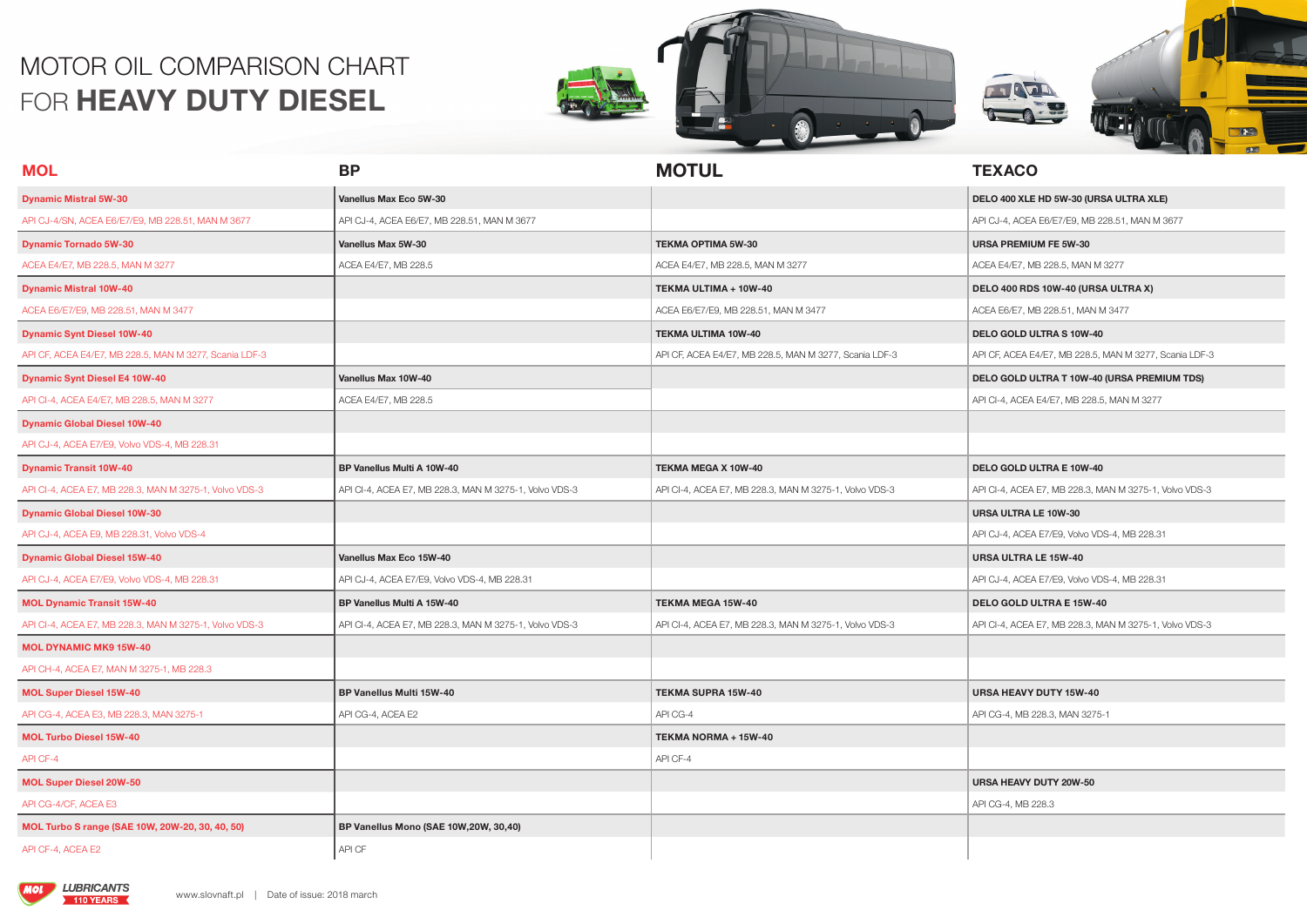# MOTOR OIL COMPARISON CHART FOR **HEAVY DUTY DIESEL**

| MOL | BP | MOTUL | TEXACO |
|---|---|---|---|
| **Dynamic Mistral 5W-30** | **Vanellus Max Eco 5W-30** | | **DELO 400 XLE HD 5W-30 (URSA ULTRA XLE)** |
| API CJ-4/SN, ACEA E6/E7/E9, MB 228.51, MAN M 3677 | API CJ-4, ACEA E6/E7, MB 228.51, MAN M 3677 | | API CJ-4, ACEA E6/E7/E9, MB 228.51, MAN M 3677 |
| **Dynamic Tornado 5W-30** | **Vanellus Max 5W-30** | **TEKMA OPTIMA 5W-30** | **URSA PREMIUM FE 5W-30** |
| ACEA E4/E7, MB 228.5, MAN M 3277 | ACEA E4/E7, MB 228.5 | ACEA E4/E7, MB 228.5, MAN M 3277 | ACEA E4/E7, MB 228.5, MAN M 3277 |
| **Dynamic Mistral 10W-40** | | **TEKMA ULTIMA + 10W-40** | **DELO 400 RDS 10W-40 (URSA ULTRA X)** |
| ACEA E6/E7/E9, MB 228.51, MAN M 3477 | | ACEA E6/E7/E9, MB 228.51, MAN M 3477 | ACEA E6/E7, MB 228.51, MAN M 3477 |
| **Dynamic Synt Diesel 10W-40** | | **TEKMA ULTIMA 10W-40** | **DELO GOLD ULTRA S 10W-40** |
| API CF, ACEA E4/E7, MB 228.5, MAN M 3277, Scania LDF-3 | | API CF, ACEA E4/E7, MB 228.5, MAN M 3277, Scania LDF-3 | API CF, ACEA E4/E7, MB 228.5, MAN M 3277, Scania LDF-3 |
| **Dynamic Synt Diesel E4 10W-40** | **Vanellus Max 10W-40** | | **DELO GOLD ULTRA T 10W-40 (URSA PREMIUM TDS)** |
| API CI-4, ACEA E4/E7, MB 228.5, MAN M 3277 | ACEA E4/E7, MB 228.5 | | API CI-4, ACEA E4/E7, MB 228.5, MAN M 3277 |
| **Dynamic Global Diesel 10W-40** | | | |
| API CJ-4, ACEA E7/E9, Volvo VDS-4, MB 228.31 | | | |
| **Dynamic Transit 10W-40** | **BP Vanellus Multi A 10W-40** | **TEKMA MEGA X 10W-40** | **DELO GOLD ULTRA E 10W-40** |
| API CI-4, ACEA E7, MB 228.3, MAN M 3275-1, Volvo VDS-3 | API CI-4, ACEA E7, MB 228.3, MAN M 3275-1, Volvo VDS-3 | API CI-4, ACEA E7, MB 228.3, MAN M 3275-1, Volvo VDS-3 | API CI-4, ACEA E7, MB 228.3, MAN M 3275-1, Volvo VDS-3 |
| **Dynamic Global Diesel 10W-30** | | | **URSA ULTRA LE 10W-30** |
| API CJ-4, ACEA E9, MB 228.31, Volvo VDS-4 | | | API CJ-4, ACEA E7/E9, Volvo VDS-4, MB 228.31 |
| **Dynamic Global Diesel 15W-40** | **Vanellus Max Eco 15W-40** | | **URSA ULTRA LE 15W-40** |
| API CJ-4, ACEA E7/E9, Volvo VDS-4, MB 228.31 | API CJ-4, ACEA E7/E9, Volvo VDS-4, MB 228.31 | | API CJ-4, ACEA E7/E9, Volvo VDS-4, MB 228.31 |
| **MOL Dynamic Transit 15W-40** | **BP Vanellus Multi A 15W-40** | **TEKMA MEGA 15W-40** | **DELO GOLD ULTRA E 15W-40** |
| API CI-4, ACEA E7, MB 228.3, MAN M 3275-1, Volvo VDS-3 | API CI-4, ACEA E7, MB 228.3, MAN M 3275-1, Volvo VDS-3 | API CI-4, ACEA E7, MB 228.3, MAN M 3275-1, Volvo VDS-3 | API CI-4, ACEA E7, MB 228.3, MAN M 3275-1, Volvo VDS-3 |
| **MOL DYNAMIC MK9 15W-40** | | | |
| API CH-4, ACEA E7, MAN M 3275-1, MB 228.3 | | | |
| **MOL Super Diesel 15W-40** | **BP Vanellus Multi 15W-40** | **TEKMA SUPRA 15W-40** | **URSA HEAVY DUTY 15W-40** |
| API CG-4, ACEA E3, MB 228.3, MAN 3275-1 | API CG-4, ACEA E2 | API CG-4 | API CG-4, MB 228.3, MAN 3275-1 |
| **MOL Turbo Diesel 15W-40** | | **TEKMA NORMA + 15W-40** | |
| API CF-4 | | API CF-4 | |
| **MOL Super Diesel 20W-50** | | | **URSA HEAVY DUTY 20W-50** |
| API CG-4/CF, ACEA E3 | | | API CG-4, MB 228.3 |
| **MOL Turbo S range (SAE 10W, 20W-20, 30, 40, 50)** | **BP Vanellus Mono (SAE 10W,20W, 30,40)** | | |
| API CF-4, ACEA E2 | API CF | | |

MOL LUBRICANTS 110 YEARS

www.slovnaft.pl | Date of issue: 2018 march